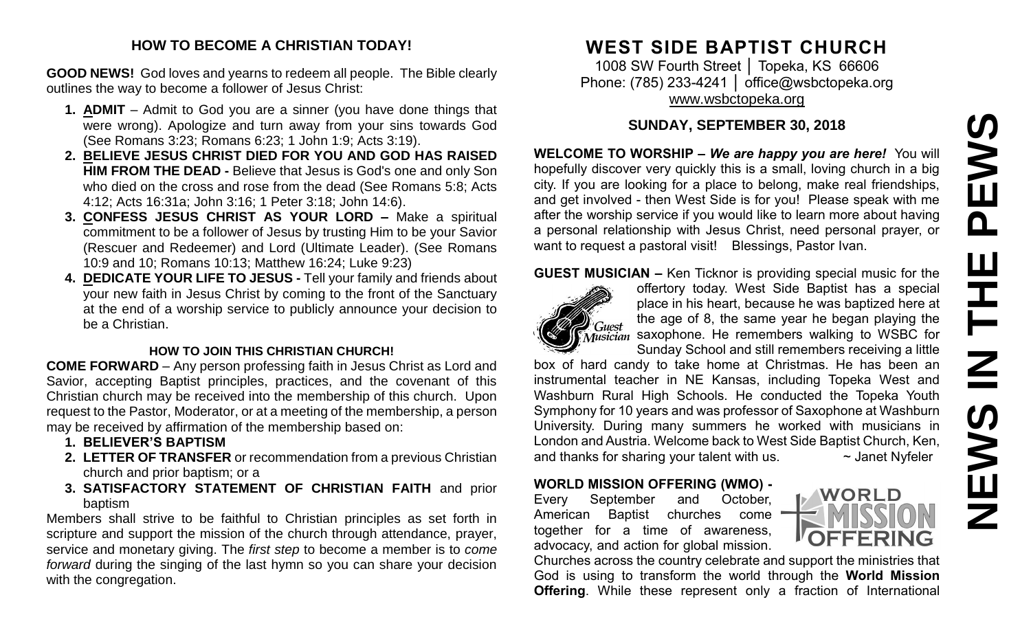### HOW TO BECOME A CHRISTIAN TODAY!

**GOOD NEWS!** God loves and yearns to redeem all people. The Bible clearly outlines the way to become a follower of Jesus Christ:

1. **ADMIT** – Admit to God you are a sinner (you have done things that were wrong). Apologize and turn away from your sins towards God (See Romans 3:23; Romans 6:23; 1 John 1:9; Acts 3:19).
2. **BELIEVE JESUS CHRIST DIED FOR YOU AND GOD HAS RAISED HIM FROM THE DEAD -** Believe that Jesus is God's one and only Son who died on the cross and rose from the dead (See Romans 5:8; Acts 4:12; Acts 16:31a; John 3:16; 1 Peter 3:18; John 14:6).
3. **CONFESS JESUS CHRIST AS YOUR LORD –** Make a spiritual commitment to be a follower of Jesus by trusting Him to be your Savior (Rescuer and Redeemer) and Lord (Ultimate Leader). (See Romans 10:9 and 10; Romans 10:13; Matthew 16:24; Luke 9:23)
4. **DEDICATE YOUR LIFE TO JESUS -** Tell your family and friends about your new faith in Jesus Christ by coming to the front of the Sanctuary at the end of a worship service to publicly announce your decision to be a Christian.

### HOW TO JOIN THIS CHRISTIAN CHURCH!

**COME FORWARD** – Any person professing faith in Jesus Christ as Lord and Savior, accepting Baptist principles, practices, and the covenant of this Christian church may be received into the membership of this church. Upon request to the Pastor, Moderator, or at a meeting of the membership, a person may be received by affirmation of the membership based on:

1. **BELIEVER'S BAPTISM**
2. **LETTER OF TRANSFER** or recommendation from a previous Christian church and prior baptism; or a
3. **SATISFACTORY STATEMENT OF CHRISTIAN FAITH** and prior baptism

Members shall strive to be faithful to Christian principles as set forth in scripture and support the mission of the church through attendance, prayer, service and monetary giving. The *first step* to become a member is to *come forward* during the singing of the last hymn so you can share your decision with the congregation.

# NEWS IN THE PEWS

## WEST SIDE BAPTIST CHURCH

1008 SW Fourth Street │ Topeka, KS 66606
Phone: (785) 233-4241 │ office@wsbctopeka.org
www.wsbctopeka.org

### SUNDAY, SEPTEMBER 30, 2018

**WELCOME TO WORSHIP –** ***We are happy you are here!*** You will hopefully discover very quickly this is a small, loving church in a big city. If you are looking for a place to belong, make real friendships, and get involved - then West Side is for you! Please speak with me after the worship service if you would like to learn more about having a personal relationship with Jesus Christ, need personal prayer, or want to request a pastoral visit! Blessings, Pastor Ivan.

**GUEST MUSICIAN –** Ken Ticknor is providing special music for the offertory today. West Side Baptist has a special place in his heart, because he was baptized here at the age of 8, the same year he began playing the saxophone. He remembers walking to WSBC for Sunday School and still remembers receiving a little box of hard candy to take home at Christmas. He has been an instrumental teacher in NE Kansas, including Topeka West and Washburn Rural High Schools. He conducted the Topeka Youth Symphony for 10 years and was professor of Saxophone at Washburn University. During many summers he worked with musicians in London and Austria. Welcome back to West Side Baptist Church, Ken, and thanks for sharing your talent with us. ~ Janet Nyfeler

**WORLD MISSION OFFERING (WMO) -** Every September and October, American Baptist churches come together for a time of awareness, advocacy, and action for global mission. Churches across the country celebrate and support the ministries that God is using to transform the world through the **World Mission Offering**. While these represent only a fraction of International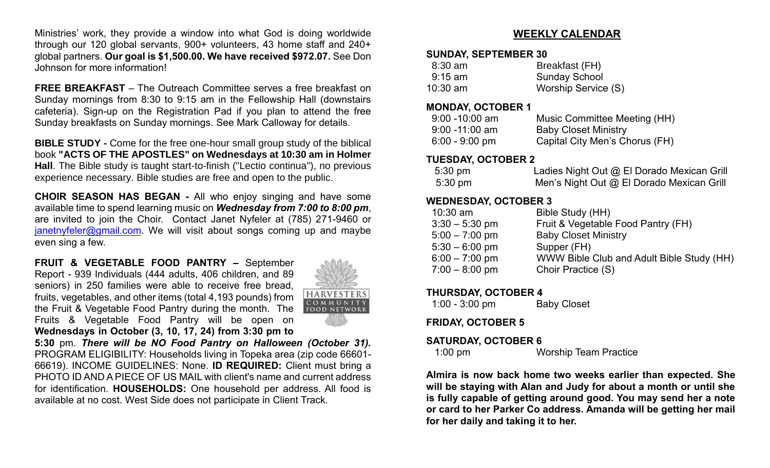Ministries' work, they provide a window into what God is doing worldwide through our 120 global servants, 900+ volunteers, 43 home staff and 240+ global partners. **Our goal is $1,500.00. We have received $972.07.** See Don Johnson for more information!

**FREE BREAKFAST** – The Outreach Committee serves a free breakfast on Sunday mornings from 8:30 to 9:15 am in the Fellowship Hall (downstairs cafeteria). Sign-up on the Registration Pad if you plan to attend the free Sunday breakfasts on Sunday mornings. See Mark Calloway for details.

**BIBLE STUDY -** Come for the free one-hour small group study of the biblical book **"ACTS OF THE APOSTLES" on Wednesdays at 10:30 am in Holmer Hall**. The Bible study is taught start-to-finish ("Lectio continua"), no previous experience necessary. Bible studies are free and open to the public.

**CHOIR SEASON HAS BEGAN -** All who enjoy singing and have some available time to spend learning music on ***Wednesday from 7:00 to 8:00 pm***, are invited to join the Choir. Contact Janet Nyfeler at (785) 271-9460 or janetnyfeler@gmail.com. We will visit about songs coming up and maybe even sing a few.

**FRUIT & VEGETABLE FOOD PANTRY –** September Report - 939 Individuals (444 adults, 406 children, and 89 seniors) in 250 families were able to receive free bread, fruits, vegetables, and other items (total 4,193 pounds) from the Fruit & Vegetable Food Pantry during the month. The Fruits & Vegetable Food Pantry will be open on **Wednesdays in October (3, 10, 17, 24) from 3:30 pm to 5:30** pm. ***There will be NO Food Pantry on Halloween (October 31).*** PROGRAM ELIGIBILITY: Households living in Topeka area (zip code 66601-66619). INCOME GUIDELINES: None. **ID REQUIRED:** Client must bring a PHOTO ID AND A PIECE OF US MAIL with client's name and current address for identification. **HOUSEHOLDS:** One household per address. All food is available at no cost. West Side does not participate in Client Track.

## WEEKLY CALENDAR

**SUNDAY, SEPTEMBER 30**

| | |
|---|---|
| 8:30 am | Breakfast (FH) |
| 9:15 am | Sunday School |
| 10:30 am | Worship Service (S) |

**MONDAY, OCTOBER 1**

| | |
|---|---|
| 9:00 -10:00 am | Music Committee Meeting (HH) |
| 9:00 -11:00 am | Baby Closet Ministry |
| 6:00 - 9:00 pm | Capital City Men's Chorus (FH) |

**TUESDAY, OCTOBER 2**

| | |
|---|---|
| 5:30 pm | Ladies Night Out @ El Dorado Mexican Grill |
| 5:30 pm | Men's Night Out @ El Dorado Mexican Grill |

**WEDNESDAY, OCTOBER 3**

| | |
|---|---|
| 10:30 am | Bible Study (HH) |
| 3:30 – 5:30 pm | Fruit & Vegetable Food Pantry (FH) |
| 5:00 – 7:00 pm | Baby Closet Ministry |
| 5:30 – 6:00 pm | Supper (FH) |
| 6:00 – 7:00 pm | WWW Bible Club and Adult Bible Study (HH) |
| 7:00 – 8:00 pm | Choir Practice (S) |

**THURSDAY, OCTOBER 4**

| | |
|---|---|
| 1:00 - 3:00 pm | Baby Closet |

**FRIDAY, OCTOBER 5**

**SATURDAY, OCTOBER 6**

| | |
|---|---|
| 1:00 pm | Worship Team Practice |

**Almira is now back home two weeks earlier than expected. She will be staying with Alan and Judy for about a month or until she is fully capable of getting around good. You may send her a note or card to her Parker Co address. Amanda will be getting her mail for her daily and taking it to her.**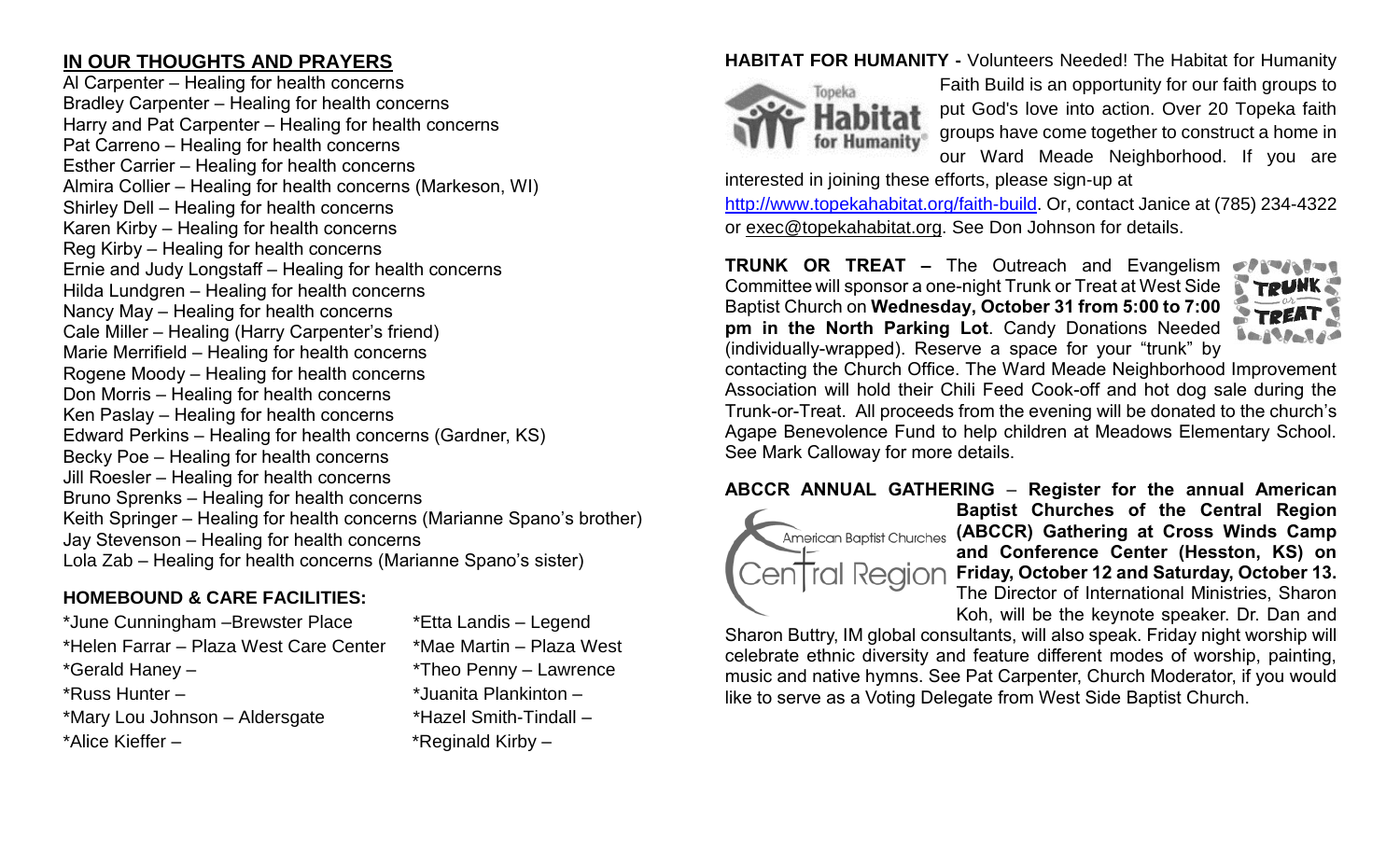## IN OUR THOUGHTS AND PRAYERS

Al Carpenter – Healing for health concerns
Bradley Carpenter – Healing for health concerns
Harry and Pat Carpenter – Healing for health concerns
Pat Carreno – Healing for health concerns
Esther Carrier – Healing for health concerns
Almira Collier – Healing for health concerns (Markeson, WI)
Shirley Dell – Healing for health concerns
Karen Kirby – Healing for health concerns
Reg Kirby – Healing for health concerns
Ernie and Judy Longstaff – Healing for health concerns
Hilda Lundgren – Healing for health concerns
Nancy May – Healing for health concerns
Cale Miller – Healing (Harry Carpenter's friend)
Marie Merrifield – Healing for health concerns
Rogene Moody – Healing for health concerns
Don Morris – Healing for health concerns
Ken Paslay – Healing for health concerns
Edward Perkins – Healing for health concerns (Gardner, KS)
Becky Poe – Healing for health concerns
Jill Roesler – Healing for health concerns
Bruno Sprenks – Healing for health concerns
Keith Springer – Healing for health concerns (Marianne Spano's brother)
Jay Stevenson – Healing for health concerns
Lola Zab – Healing for health concerns (Marianne Spano's sister)

### HOMEBOUND & CARE FACILITIES:

*June Cunningham –Brewster Place
*Helen Farrar – Plaza West Care Center
*Gerald Haney –
*Russ Hunter –
*Mary Lou Johnson – Aldersgate
*Alice Kieffer –
*Etta Landis – Legend
*Mae Martin – Plaza West
*Theo Penny – Lawrence
*Juanita Plankinton –
*Hazel Smith-Tindall –
*Reginald Kirby –

**HABITAT FOR HUMANITY -** Volunteers Needed! The Habitat for Humanity Faith Build is an opportunity for our faith groups to put God's love into action. Over 20 Topeka faith groups have come together to construct a home in our Ward Meade Neighborhood. If you are interested in joining these efforts, please sign-up at http://www.topekahabitat.org/faith-build. Or, contact Janice at (785) 234-4322 or exec@topekahabitat.org. See Don Johnson for details.

**TRUNK OR TREAT –** The Outreach and Evangelism Committee will sponsor a one-night Trunk or Treat at West Side Baptist Church on **Wednesday, October 31 from 5:00 to 7:00 pm in the North Parking Lot**. Candy Donations Needed (individually-wrapped). Reserve a space for your "trunk" by contacting the Church Office. The Ward Meade Neighborhood Improvement Association will hold their Chili Feed Cook-off and hot dog sale during the Trunk-or-Treat. All proceeds from the evening will be donated to the church's Agape Benevolence Fund to help children at Meadows Elementary School. See Mark Calloway for more details.

**ABCCR ANNUAL GATHERING** – **Register for the annual American Baptist Churches of the Central Region (ABCCR) Gathering at Cross Winds Camp and Conference Center (Hesston, KS) on Friday, October 12 and Saturday, October 13.** The Director of International Ministries, Sharon Koh, will be the keynote speaker. Dr. Dan and Sharon Buttry, IM global consultants, will also speak. Friday night worship will celebrate ethnic diversity and feature different modes of worship, painting, music and native hymns. See Pat Carpenter, Church Moderator, if you would like to serve as a Voting Delegate from West Side Baptist Church.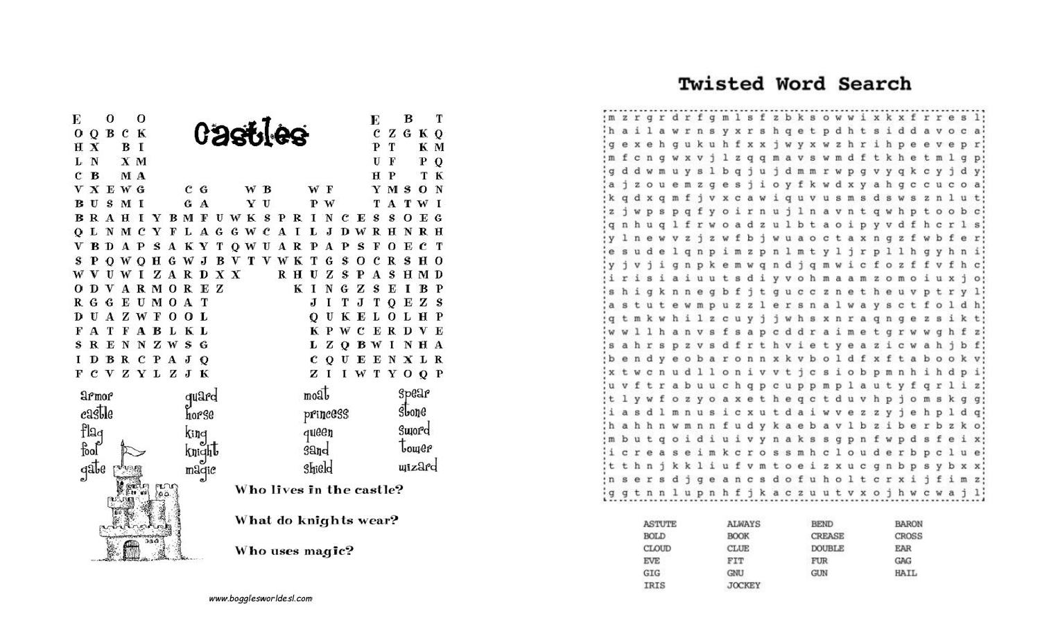# Castles

```
E   O   O                                E   B   T
O Q B C K                                C Z G K Q
H X   B I                                P T   K M
L N   X M                                U F   P Q
C B   M A                                H P   T K
V X E W G     C G     W B     W F        Y M S O N
B U S M I     G A     Y U     P W        T A T W I
B R A H I Y B M F U W K S P R I N C E S S O E G
Q L N M C Y F L A G G W C A I L J D W R H N R H
V B D A P S A K Y T Q W U A R P A P S F O E C T
S P Q W Q H G W J B V T V W K T G S O C R S H O
W V U W I Z A R D X X     R H U Z S P A S H M D
O D V A R M O R E Z         K I N G Z S E I B P
R G G E U M O A T               J I T J T Q E Z S
D U A Z W F O O L               Q U K E L O L H P
F A T F A B L K L               K P W C E R D V E
S R E N N Z W S G               L Z Q B W I N H A
I D B R C P A J Q               C Q U E E N X L R
F C V Z Y L Z J K               Z I I W T Y O Q P
```

| | | | |
|---|---|---|---|
| armor | guard | moat | spear |
| castle | horse | princess | stone |
| flag | king | queen | sword |
| fool | knight | sand | tower |
| gate | magic | shield | wizard |

Who lives in the castle?

What do knights wear?

Who uses magic?

www.bogglesworldesl.com

# Twisted Word Search

```
m z r g r d r f g m l s f z b k s o w w i x k x f r r e s l
h a i l a w r n s y x r s h q e t p d h t s i d d a v o c a
g e x e h g u k u h f x x j w y x w z h r i h p e e v e p r
m f c n g w x v j l z q q m a v s w m d f t k h e t m l g p
g d d w m u y s l b q j u j d m m r w p g v y q k c y j d y
a j z o u e m z g e s j i o y f k w d x y a h g c c u c o a
k q d x q m f j v x c a w i q u v u s m s d s w s z n l u t
z j w p s p q f y o i r n u j l n a v n t q w h p t o o b c
q n h u q l f r w o a d z u l b t a o i p y v d f h c r l s
y l n e w v z j z w f b j w u a o c t a x n g z f w b f e r
e s u d e l q n p i m z p n l m t y l j r p l l h g y h n i
y j v j i g n p k e m w q n d j q m w i c f o z f f v f h c
i r i s i a i u u t s d i y v o h m a a m z o m o i u x j o
s h i g k n n e g b f j t g u c c z n e t h e u v p t r y l
a s t u t e w m p u z z l e r s n a l w a y s c t f o l d h
q t m k w h i l z c u y j j w h s x n r a q n g e z s i k t
w w l l h a n v s f s a p c d d r a i m e t g r w w g h f z
s a h r s p z v s d f r t h v i e t y e a z i c w a h j b f
b e n d y e o b a r o n n x k v b o l d f x f t a b o o k v
x t w c n u d l l o n i v v t j c s i o b p m n h i h d p i
u v f t r a b u u c h q p c u p p m p l a u t y f q r l i z
t l y w f o z y o a x e t h e q c t d u v h p j o m s k g g
i a s d l m n u s i c x u t d a i w v e z y j e h p l d q
h a h h n w m n n f u d y k a e b a v l b z i b e r b z k o
m b u t q o i d i u i v y n a k s s g p n f w p d s f e i x
i c r e a s e i m k c r o s s m h c l o u d e r b p c l u e
t t h n j k k l i u f v m t o e i z x u c g n b p s y b x x
n s e r s d j g e a n c s d o f u h o l t c r x i j f i m z
g g t n n l u p n h f j k a c z u u t v x o j h w c w a j l
```

| | | | |
|---|---|---|---|
| ASTUTE | ALWAYS | BEND | BARON |
| BOLD | BOOK | CREASE | CROSS |
| CLOUD | CLUE | DOUBLE | EAR |
| EVE | FIT | FUR | GAG |
| GIG | GNU | GUN | HAIL |
| IRIS | JOCKEY | | |